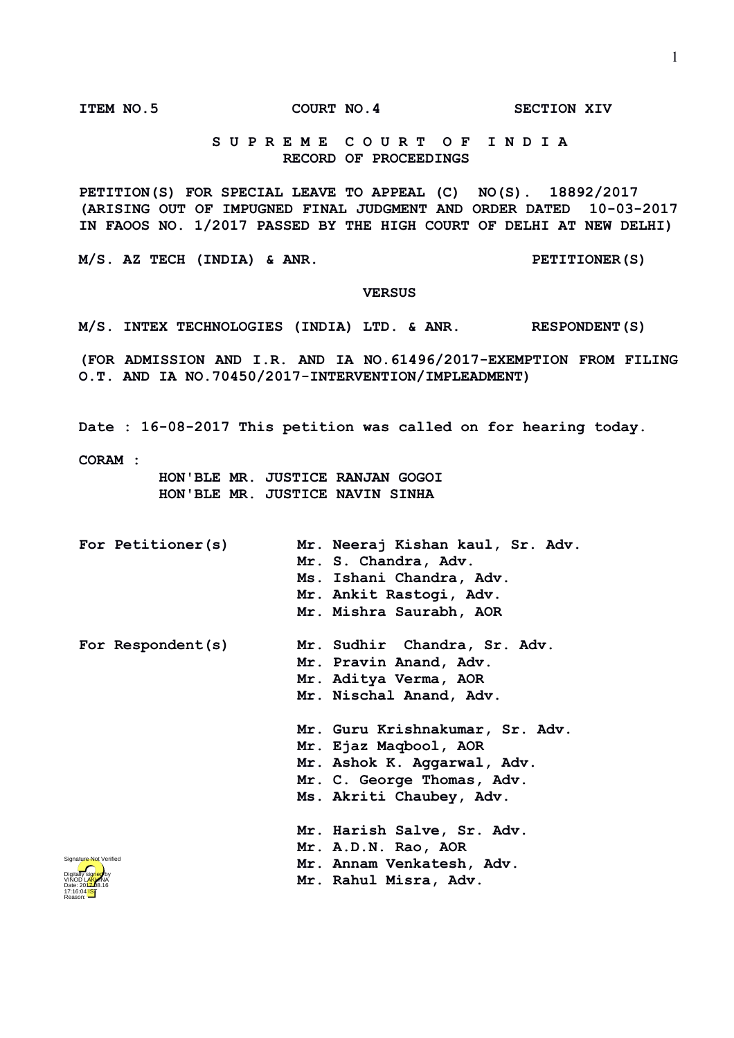**ITEM NO.5 COURT NO.4 SECTION XIV**

**S U P R E M E C O U R T O F I N D I A**
**RECORD OF PROCEEDINGS**

**PETITION(S) FOR SPECIAL LEAVE TO APPEAL (C) NO(S). 18892/2017**
**(ARISING OUT OF IMPUGNED FINAL JUDGMENT AND ORDER DATED 10-03-2017 IN FAOOS NO. 1/2017 PASSED BY THE HIGH COURT OF DELHI AT NEW DELHI)**

**M/S. AZ TECH (INDIA) & ANR. PETITIONER(S)**

**VERSUS**

**M/S. INTEX TECHNOLOGIES (INDIA) LTD. & ANR. RESPONDENT(S)**

**(FOR ADMISSION AND I.R. AND IA NO.61496/2017-EXEMPTION FROM FILING O.T. AND IA NO.70450/2017-INTERVENTION/IMPLEADMENT)**

**Date : 16-08-2017 This petition was called on for hearing today.**

**CORAM :**
**HON'BLE MR. JUSTICE RANJAN GOGOI**
**HON'BLE MR. JUSTICE NAVIN SINHA**

**For Petitioner(s)**
**Mr. Neeraj Kishan kaul, Sr. Adv.**
**Mr. S. Chandra, Adv.**
**Ms. Ishani Chandra, Adv.**
**Mr. Ankit Rastogi, Adv.**
**Mr. Mishra Saurabh, AOR**

**For Respondent(s)**
**Mr. Sudhir Chandra, Sr. Adv.**
**Mr. Pravin Anand, Adv.**
**Mr. Aditya Verma, AOR**
**Mr. Nischal Anand, Adv.**

**Mr. Guru Krishnakumar, Sr. Adv.**
**Mr. Ejaz Maqbool, AOR**
**Mr. Ashok K. Aggarwal, Adv.**
**Mr. C. George Thomas, Adv.**
**Ms. Akriti Chaubey, Adv.**

**Mr. Harish Salve, Sr. Adv.**
**Mr. A.D.N. Rao, AOR**
**Mr. Annam Venkatesh, Adv.**
**Mr. Rahul Misra, Adv.**

Signature Not Verified
Digitally signed by VINOD LAKHINA
Date: 2017.08.16 17:16:04 IST
Reason: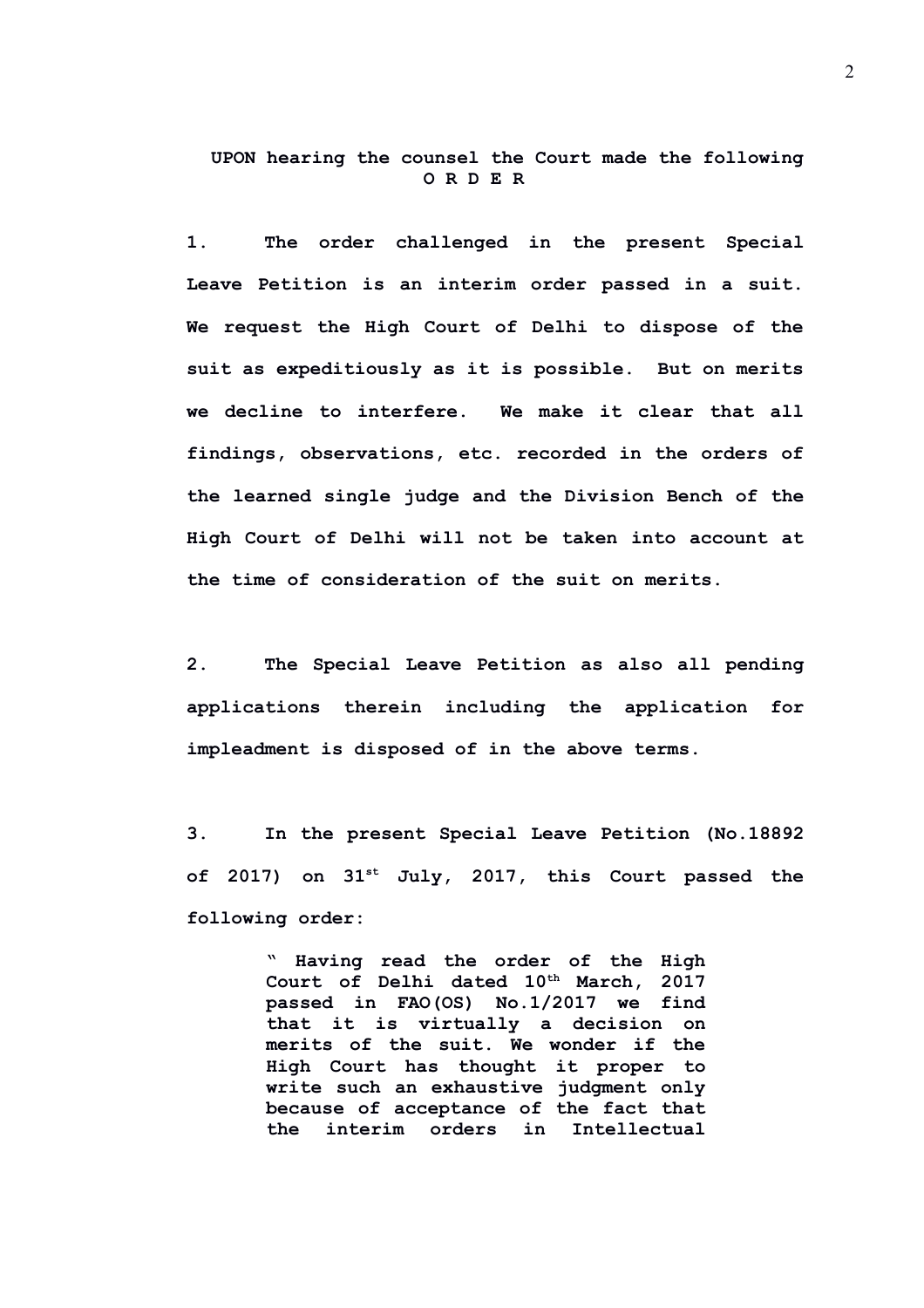**UPON hearing the counsel the Court made the following**

**O R D E R**

**1. The order challenged in the present Special Leave Petition is an interim order passed in a suit. We request the High Court of Delhi to dispose of the suit as expeditiously as it is possible. But on merits we decline to interfere. We make it clear that all findings, observations, etc. recorded in the orders of the learned single judge and the Division Bench of the High Court of Delhi will not be taken into account at the time of consideration of the suit on merits.**

**2. The Special Leave Petition as also all pending applications therein including the application for impleadment is disposed of in the above terms.**

**3. In the present Special Leave Petition (No.18892 of 2017) on 31st July, 2017, this Court passed the following order:**

> **" Having read the order of the High Court of Delhi dated 10th March, 2017 passed in FAO(OS) No.1/2017 we find that it is virtually a decision on merits of the suit. We wonder if the High Court has thought it proper to write such an exhaustive judgment only because of acceptance of the fact that the interim orders in Intellectual**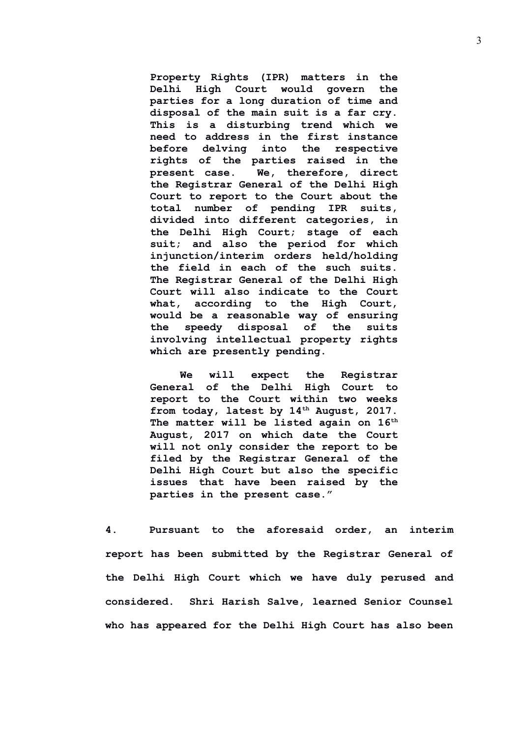> **Property Rights (IPR) matters in the Delhi High Court would govern the parties for a long duration of time and disposal of the main suit is a far cry. This is a disturbing trend which we need to address in the first instance before delving into the respective rights of the parties raised in the present case. We, therefore, direct the Registrar General of the Delhi High Court to report to the Court about the total number of pending IPR suits, divided into different categories, in the Delhi High Court; stage of each suit; and also the period for which injunction/interim orders held/holding the field in each of the such suits. The Registrar General of the Delhi High Court will also indicate to the Court what, according to the High Court, would be a reasonable way of ensuring the speedy disposal of the suits involving intellectual property rights which are presently pending.**
>
> **We will expect the Registrar General of the Delhi High Court to report to the Court within two weeks from today, latest by 14th August, 2017. The matter will be listed again on 16th August, 2017 on which date the Court will not only consider the report to be filed by the Registrar General of the Delhi High Court but also the specific issues that have been raised by the parties in the present case."**

**4. Pursuant to the aforesaid order, an interim report has been submitted by the Registrar General of the Delhi High Court which we have duly perused and considered. Shri Harish Salve, learned Senior Counsel who has appeared for the Delhi High Court has also been**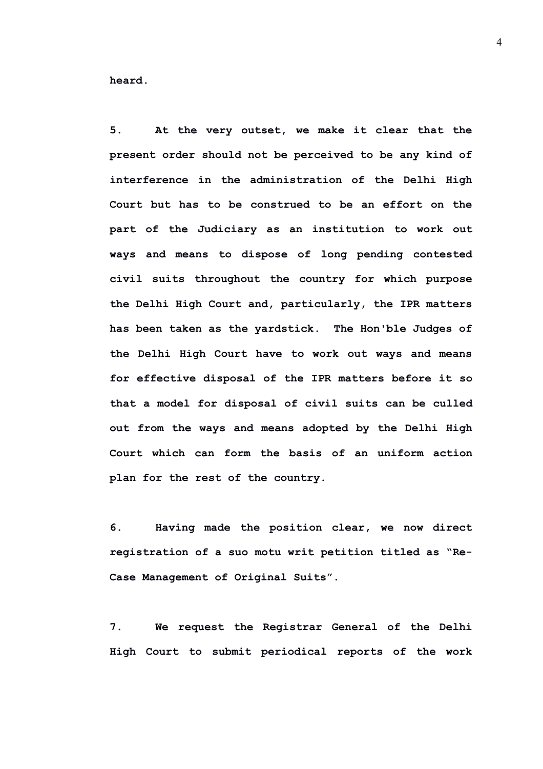**heard.**

**5. At the very outset, we make it clear that the present order should not be perceived to be any kind of interference in the administration of the Delhi High Court but has to be construed to be an effort on the part of the Judiciary as an institution to work out ways and means to dispose of long pending contested civil suits throughout the country for which purpose the Delhi High Court and, particularly, the IPR matters has been taken as the yardstick. The Hon'ble Judges of the Delhi High Court have to work out ways and means for effective disposal of the IPR matters before it so that a model for disposal of civil suits can be culled out from the ways and means adopted by the Delhi High Court which can form the basis of an uniform action plan for the rest of the country.**

**6. Having made the position clear, we now direct registration of a suo motu writ petition titled as "Re-Case Management of Original Suits".**

**7. We request the Registrar General of the Delhi High Court to submit periodical reports of the work**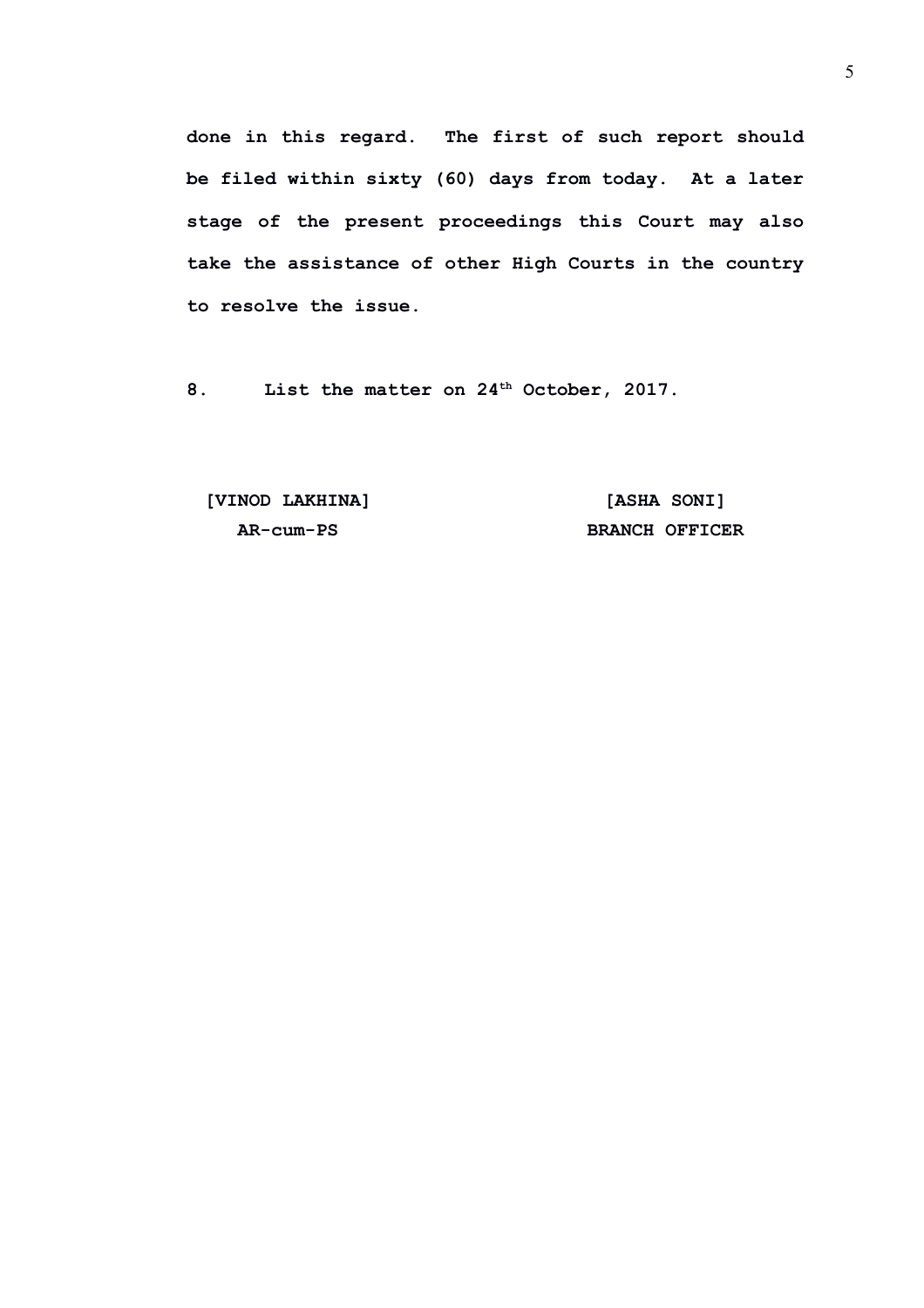**done in this regard. The first of such report should be filed within sixty (60) days from today. At a later stage of the present proceedings this Court may also take the assistance of other High Courts in the country to resolve the issue.**

**8. List the matter on 24th October, 2017.**

| | |
|---|---|
| **[VINOD LAKHINA]** | **[ASHA SONI]** |
| **AR-cum-PS** | **BRANCH OFFICER** |